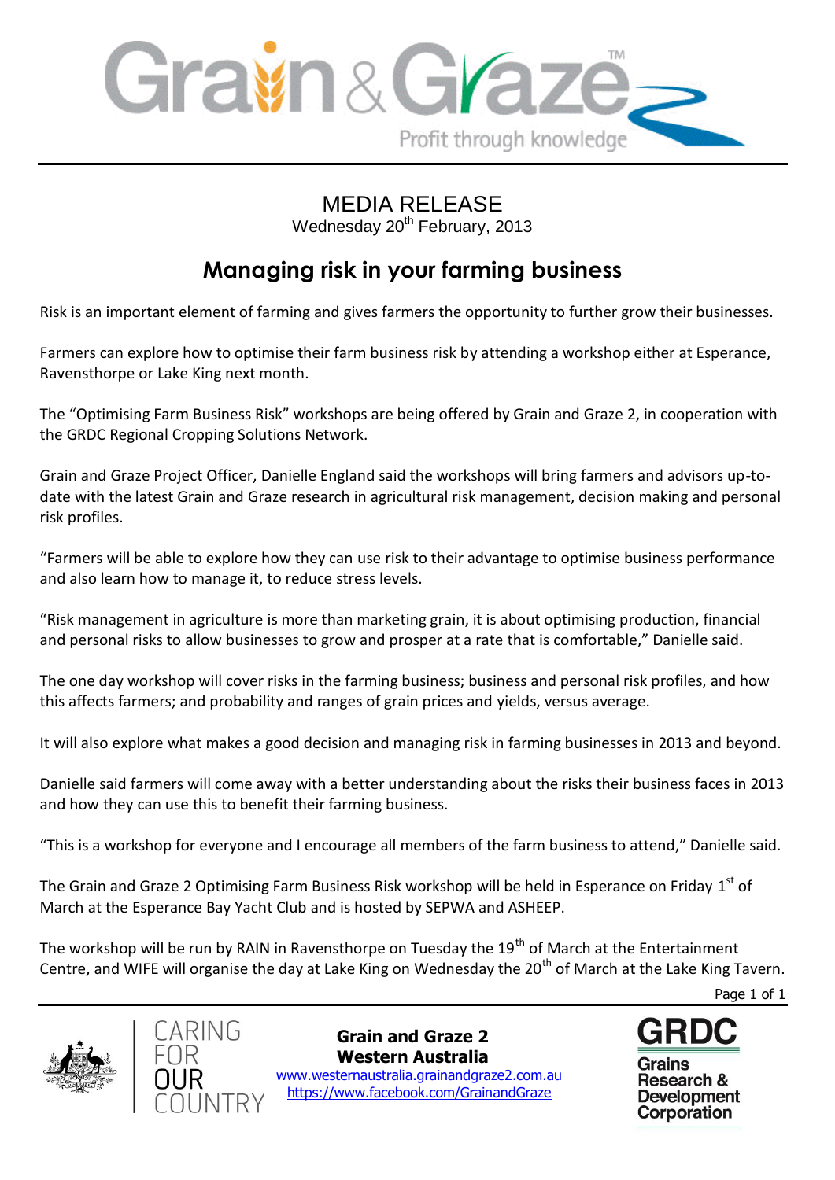MEDIA RELEASE

Wednesday 20th February, 2013

# Managing risk in your farming business

Risk is an important element of farming and gives farmers the opportunity to further grow their businesses.

Farmers can explore how to optimise their farm business risk by attending a workshop either at Esperance, Ravensthorpe or Lake King next month.

The "Optimising Farm Business Risk" workshops are being offered by Grain and Graze 2, in cooperation with the GRDC Regional Cropping Solutions Network.

Grain and Graze Project Officer, Danielle England said the workshops will bring farmers and advisors up-to-date with the latest Grain and Graze research in agricultural risk management, decision making and personal risk profiles.

"Farmers will be able to explore how they can use risk to their advantage to optimise business performance and also learn how to manage it, to reduce stress levels.

"Risk management in agriculture is more than marketing grain, it is about optimising production, financial and personal risks to allow businesses to grow and prosper at a rate that is comfortable," Danielle said.

The one day workshop will cover risks in the farming business; business and personal risk profiles, and how this affects farmers; and probability and ranges of grain prices and yields, versus average.

It will also explore what makes a good decision and managing risk in farming businesses in 2013 and beyond.

Danielle said farmers will come away with a better understanding about the risks their business faces in 2013 and how they can use this to benefit their farming business.

"This is a workshop for everyone and I encourage all members of the farm business to attend," Danielle said.

The Grain and Graze 2 Optimising Farm Business Risk workshop will be held in Esperance on Friday 1st of March at the Esperance Bay Yacht Club and is hosted by SEPWA and ASHEEP.

The workshop will be run by RAIN in Ravensthorpe on Tuesday the 19th of March at the Entertainment Centre, and WIFE will organise the day at Lake King on Wednesday the 20th of March at the Lake King Tavern.

CARING FOR OUR COUNTRY

**Grain and Graze 2**
**Western Australia**
www.westernaustralia.grainandgraze2.com.au
https://www.facebook.com/GrainandGraze

GRDC Grains Research & Development Corporation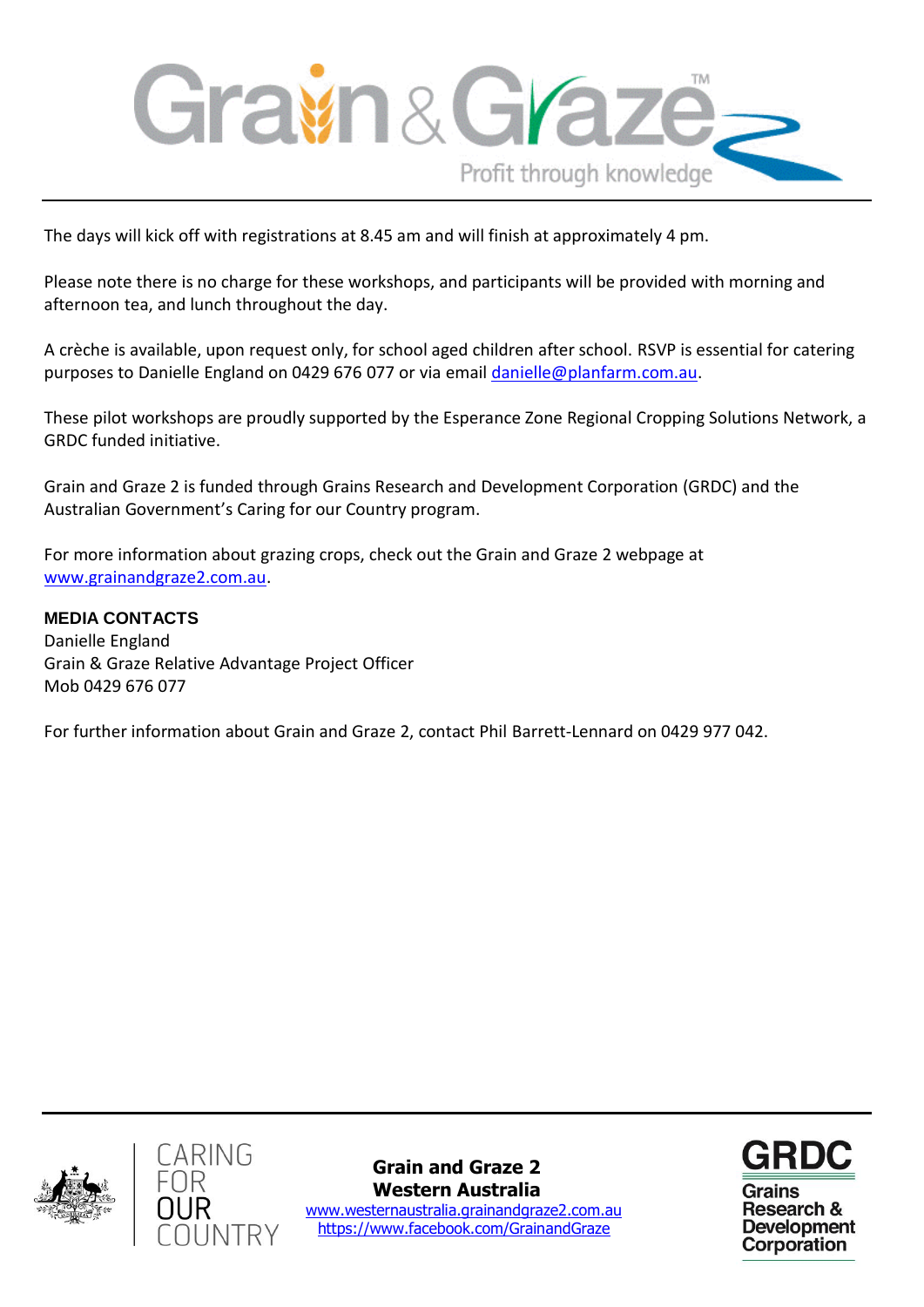The days will kick off with registrations at 8.45 am and will finish at approximately 4 pm.

Please note there is no charge for these workshops, and participants will be provided with morning and afternoon tea, and lunch throughout the day.

A crèche is available, upon request only, for school aged children after school. RSVP is essential for catering purposes to Danielle England on 0429 676 077 or via email danielle@planfarm.com.au.

These pilot workshops are proudly supported by the Esperance Zone Regional Cropping Solutions Network, a GRDC funded initiative.

Grain and Graze 2 is funded through Grains Research and Development Corporation (GRDC) and the Australian Government's Caring for our Country program.

For more information about grazing crops, check out the Grain and Graze 2 webpage at www.grainandgraze2.com.au.

**MEDIA CONTACTS**
Danielle England
Grain & Graze Relative Advantage Project Officer
Mob 0429 676 077

For further information about Grain and Graze 2, contact Phil Barrett-Lennard on 0429 977 042.

**Grain and Graze 2**
**Western Australia**
www.westernaustralia.grainandgraze2.com.au
https://www.facebook.com/GrainandGraze